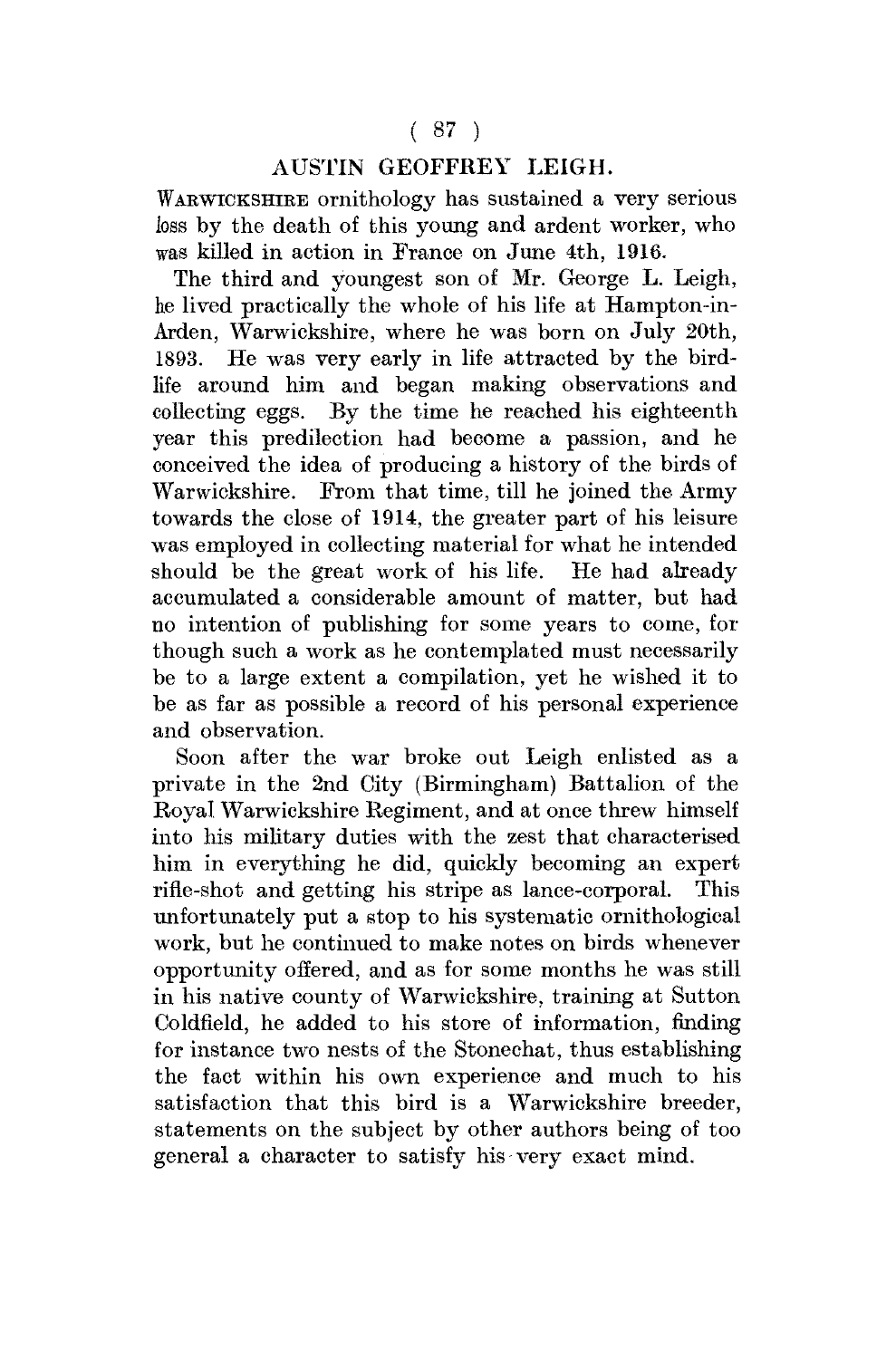## AUSTIN GEOFFREY LEIGH.

WARWICKSHIRE ornithology has sustained a very serious loss by the death of this young and ardent worker, who was killed in action in France on June 4th, 1916.

The third and youngest son of Mr. George L. Leigh, he lived practically the whole of his life at Hampton-in-Arden, Warwickshire, where he was born on July 20th, 1893. He was very early in life attracted by the bird-life around him and began making observations and collecting eggs. By the time he reached his eighteenth year this predilection had become a passion, and he conceived the idea of producing a history of the birds of Warwickshire. From that time, till he joined the Army towards the close of 1914, the greater part of his leisure was employed in collecting material for what he intended should be the great work of his life. He had already accumulated a considerable amount of matter, but had no intention of publishing for some years to come, for though such a work as he contemplated must necessarily be to a large extent a compilation, yet he wished it to be as far as possible a record of his personal experience and observation.

Soon after the war broke out Leigh enlisted as a private in the 2nd City (Birmingham) Battalion of the Royal Warwickshire Regiment, and at once threw himself into his military duties with the zest that characterised him in everything he did, quickly becoming an expert rifle-shot and getting his stripe as lance-corporal. This unfortunately put a stop to his systematic ornithological work, but he continued to make notes on birds whenever opportunity offered, and as for some months he was still in his native county of Warwickshire, training at Sutton Coldfield, he added to his store of information, finding for instance two nests of the Stonechat, thus establishing the fact within his own experience and much to his satisfaction that this bird is a Warwickshire breeder, statements on the subject by other authors being of too general a character to satisfy his very exact mind.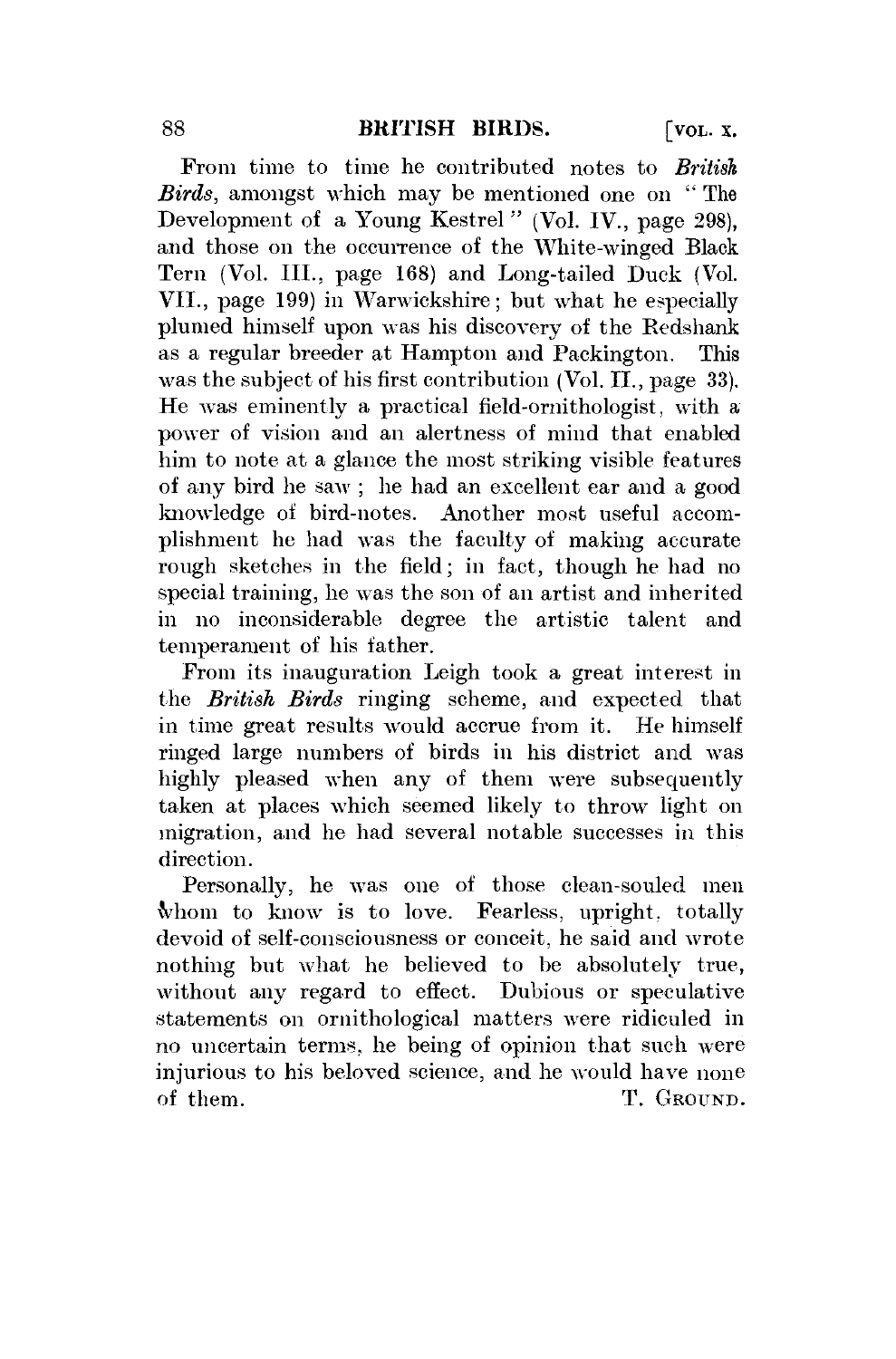From time to time he contributed notes to *British Birds*, amongst which may be mentioned one on "The Development of a Young Kestrel" (Vol. IV., page 298), and those on the occurrence of the White-winged Black Tern (Vol. III., page 168) and Long-tailed Duck (Vol. VII., page 199) in Warwickshire; but what he especially plumed himself upon was his discovery of the Redshank as a regular breeder at Hampton and Packington. This was the subject of his first contribution (Vol. II., page 33). He was eminently a practical field-ornithologist, with a power of vision and an alertness of mind that enabled him to note at a glance the most striking visible features of any bird he saw; he had an excellent ear and a good knowledge of bird-notes. Another most useful accomplishment he had was the faculty of making accurate rough sketches in the field; in fact, though he had no special training, he was the son of an artist and inherited in no inconsiderable degree the artistic talent and temperament of his father.

From its inauguration Leigh took a great interest in the *British Birds* ringing scheme, and expected that in time great results would accrue from it. He himself ringed large numbers of birds in his district and was highly pleased when any of them were subsequently taken at places which seemed likely to throw light on migration, and he had several notable successes in this direction.

Personally, he was one of those clean-souled men whom to know is to love. Fearless, upright, totally devoid of self-consciousness or conceit, he said and wrote nothing but what he believed to be absolutely true, without any regard to effect. Dubious or speculative statements on ornithological matters were ridiculed in no uncertain terms, he being of opinion that such were injurious to his beloved science, and he would have none of them.

T. Ground.